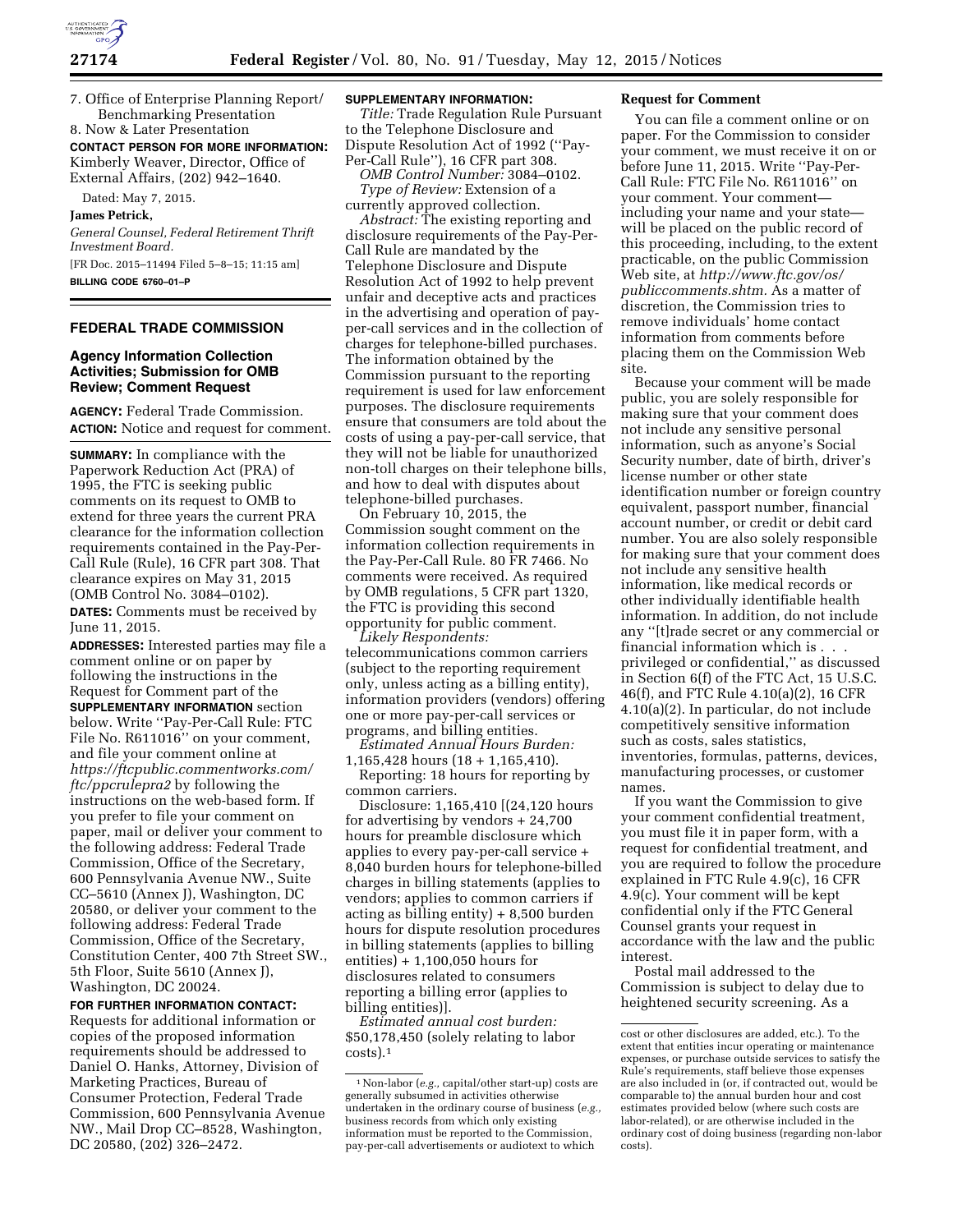7. Office of Enterprise Planning Report/ Benchmarking Presentation
8. Now & Later Presentation

**CONTACT PERSON FOR MORE INFORMATION:** Kimberly Weaver, Director, Office of External Affairs, (202) 942–1640.

Dated: May 7, 2015.

**James Petrick,**

*General Counsel, Federal Retirement Thrift Investment Board.*

[FR Doc. 2015–11494 Filed 5–8–15; 11:15 am]

**BILLING CODE 6760–01–P**

## FEDERAL TRADE COMMISSION

### Agency Information Collection Activities; Submission for OMB Review; Comment Request

**AGENCY:** Federal Trade Commission.

**ACTION:** Notice and request for comment.

**SUMMARY:** In compliance with the Paperwork Reduction Act (PRA) of 1995, the FTC is seeking public comments on its request to OMB to extend for three years the current PRA clearance for the information collection requirements contained in the Pay-Per-Call Rule (Rule), 16 CFR part 308. That clearance expires on May 31, 2015 (OMB Control No. 3084–0102).

**DATES:** Comments must be received by June 11, 2015.

**ADDRESSES:** Interested parties may file a comment online or on paper by following the instructions in the Request for Comment part of the **SUPPLEMENTARY INFORMATION** section below. Write ''Pay-Per-Call Rule: FTC File No. R611016'' on your comment, and file your comment online at *https://ftcpublic.commentworks.com/ftc/ppcrulepra2* by following the instructions on the web-based form. If you prefer to file your comment on paper, mail or deliver your comment to the following address: Federal Trade Commission, Office of the Secretary, 600 Pennsylvania Avenue NW., Suite CC–5610 (Annex J), Washington, DC 20580, or deliver your comment to the following address: Federal Trade Commission, Office of the Secretary, Constitution Center, 400 7th Street SW., 5th Floor, Suite 5610 (Annex J), Washington, DC 20024.

**FOR FURTHER INFORMATION CONTACT:** Requests for additional information or copies of the proposed information requirements should be addressed to Daniel O. Hanks, Attorney, Division of Marketing Practices, Bureau of Consumer Protection, Federal Trade Commission, 600 Pennsylvania Avenue NW., Mail Drop CC–8528, Washington, DC 20580, (202) 326–2472.

**SUPPLEMENTARY INFORMATION:**

*Title:* Trade Regulation Rule Pursuant to the Telephone Disclosure and Dispute Resolution Act of 1992 (''Pay-Per-Call Rule''), 16 CFR part 308.

*OMB Control Number:* 3084–0102.

*Type of Review:* Extension of a currently approved collection.

*Abstract:* The existing reporting and disclosure requirements of the Pay-Per-Call Rule are mandated by the Telephone Disclosure and Dispute Resolution Act of 1992 to help prevent unfair and deceptive acts and practices in the advertising and operation of pay-per-call services and in the collection of charges for telephone-billed purchases. The information obtained by the Commission pursuant to the reporting requirement is used for law enforcement purposes. The disclosure requirements ensure that consumers are told about the costs of using a pay-per-call service, that they will not be liable for unauthorized non-toll charges on their telephone bills, and how to deal with disputes about telephone-billed purchases.

On February 10, 2015, the Commission sought comment on the information collection requirements in the Pay-Per-Call Rule. 80 FR 7466. No comments were received. As required by OMB regulations, 5 CFR part 1320, the FTC is providing this second opportunity for public comment.

*Likely Respondents:* telecommunications common carriers (subject to the reporting requirement only, unless acting as a billing entity), information providers (vendors) offering one or more pay-per-call services or programs, and billing entities.

*Estimated Annual Hours Burden:* 1,165,428 hours (18 + 1,165,410).

Reporting: 18 hours for reporting by common carriers.

Disclosure: 1,165,410 [(24,120 hours for advertising by vendors + 24,700 hours for preamble disclosure which applies to every pay-per-call service + 8,040 burden hours for telephone-billed charges in billing statements (applies to vendors; applies to common carriers if acting as billing entity) + 8,500 burden hours for dispute resolution procedures in billing statements (applies to billing entities) + 1,100,050 hours for disclosures related to consumers reporting a billing error (applies to billing entities)].

*Estimated annual cost burden:* $50,178,450 (solely relating to labor costs).[1]

### Request for Comment

You can file a comment online or on paper. For the Commission to consider your comment, we must receive it on or before June 11, 2015. Write ''Pay-Per-Call Rule: FTC File No. R611016'' on your comment. Your comment—including your name and your state—will be placed on the public record of this proceeding, including, to the extent practicable, on the public Commission Web site, at *http://www.ftc.gov/os/publiccomments.shtm.* As a matter of discretion, the Commission tries to remove individuals' home contact information from comments before placing them on the Commission Web site.

Because your comment will be made public, you are solely responsible for making sure that your comment does not include any sensitive personal information, such as anyone's Social Security number, date of birth, driver's license number or other state identification number or foreign country equivalent, passport number, financial account number, or credit or debit card number. You are also solely responsible for making sure that your comment does not include any sensitive health information, like medical records or other individually identifiable health information. In addition, do not include any ''[t]rade secret or any commercial or financial information which is . . . privileged or confidential,'' as discussed in Section 6(f) of the FTC Act, 15 U.S.C. 46(f), and FTC Rule 4.10(a)(2), 16 CFR 4.10(a)(2). In particular, do not include competitively sensitive information such as costs, sales statistics, inventories, formulas, patterns, devices, manufacturing processes, or customer names.

If you want the Commission to give your comment confidential treatment, you must file it in paper form, with a request for confidential treatment, and you are required to follow the procedure explained in FTC Rule 4.9(c), 16 CFR 4.9(c). Your comment will be kept confidential only if the FTC General Counsel grants your request in accordance with the law and the public interest.

Postal mail addressed to the Commission is subject to delay due to heightened security screening. As a

---

[1] Non-labor (*e.g.,* capital/other start-up) costs are generally subsumed in activities otherwise undertaken in the ordinary course of business (*e.g.,* business records from which only existing information must be reported to the Commission, pay-per-call advertisements or audiotext to which cost or other disclosures are added, etc.). To the extent that entities incur operating or maintenance expenses, or purchase outside services to satisfy the Rule's requirements, staff believe those expenses are also included in (or, if contracted out, would be comparable to) the annual burden hour and cost estimates provided below (where such costs are labor-related), or are otherwise included in the ordinary cost of doing business (regarding non-labor costs).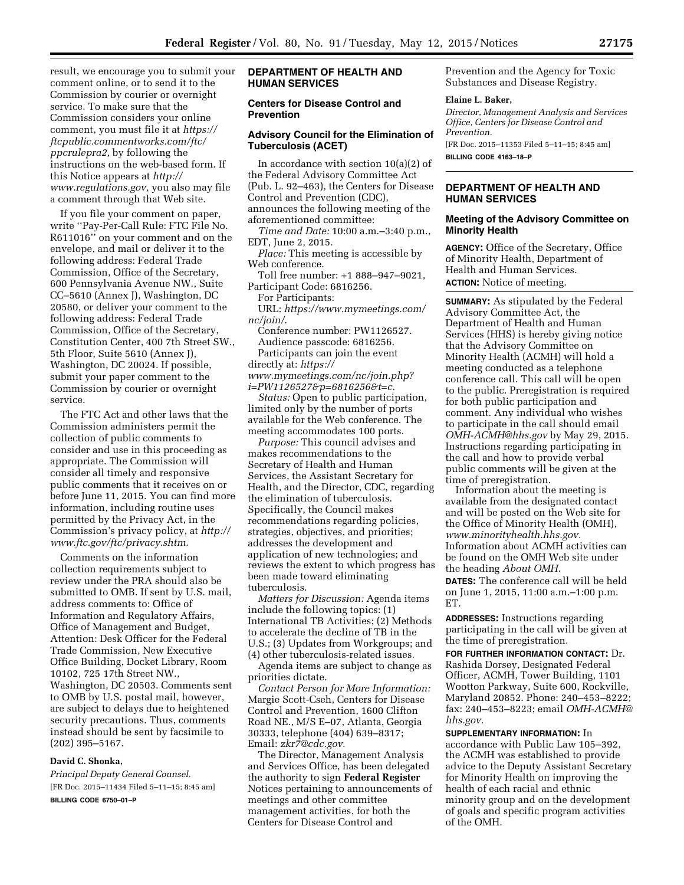result, we encourage you to submit your comment online, or to send it to the Commission by courier or overnight service. To make sure that the Commission considers your online comment, you must file it at *https://ftcpublic.commentworks.com/ftc/ppcrulepra2,* by following the instructions on the web-based form. If this Notice appears at *http://www.regulations.gov,* you also may file a comment through that Web site.

If you file your comment on paper, write "Pay-Per-Call Rule: FTC File No. R611016" on your comment and on the envelope, and mail or deliver it to the following address: Federal Trade Commission, Office of the Secretary, 600 Pennsylvania Avenue NW., Suite CC–5610 (Annex J), Washington, DC 20580, or deliver your comment to the following address: Federal Trade Commission, Office of the Secretary, Constitution Center, 400 7th Street SW., 5th Floor, Suite 5610 (Annex J), Washington, DC 20024. If possible, submit your paper comment to the Commission by courier or overnight service.

The FTC Act and other laws that the Commission administers permit the collection of public comments to consider and use in this proceeding as appropriate. The Commission will consider all timely and responsive public comments that it receives on or before June 11, 2015. You can find more information, including routine uses permitted by the Privacy Act, in the Commission's privacy policy, at *http://www.ftc.gov/ftc/privacy.shtm.*

Comments on the information collection requirements subject to review under the PRA should also be submitted to OMB. If sent by U.S. mail, address comments to: Office of Information and Regulatory Affairs, Office of Management and Budget, Attention: Desk Officer for the Federal Trade Commission, New Executive Office Building, Docket Library, Room 10102, 725 17th Street NW., Washington, DC 20503. Comments sent to OMB by U.S. postal mail, however, are subject to delays due to heightened security precautions. Thus, comments instead should be sent by facsimile to (202) 395–5167.

**David C. Shonka,**

*Principal Deputy General Counsel.*

[FR Doc. 2015–11434 Filed 5–11–15; 8:45 am]

**BILLING CODE 6750–01–P**

## DEPARTMENT OF HEALTH AND HUMAN SERVICES

### Centers for Disease Control and Prevention

### Advisory Council for the Elimination of Tuberculosis (ACET)

In accordance with section 10(a)(2) of the Federal Advisory Committee Act (Pub. L. 92–463), the Centers for Disease Control and Prevention (CDC), announces the following meeting of the aforementioned committee:

*Time and Date:* 10:00 a.m.–3:40 p.m., EDT, June 2, 2015.

*Place:* This meeting is accessible by Web conference.

Toll free number: +1 888–947–9021, Participant Code: 6816256.

For Participants:

URL: *https://www.mymeetings.com/nc/join/.*

Conference number: PW1126527.

Audience passcode: 6816256.

Participants can join the event directly at: *https://www.mymeetings.com/nc/join.php?i=PW1126527&p=6816256&t=c.*

*Status:* Open to public participation, limited only by the number of ports available for the Web conference. The meeting accommodates 100 ports.

*Purpose:* This council advises and makes recommendations to the Secretary of Health and Human Services, the Assistant Secretary for Health, and the Director, CDC, regarding the elimination of tuberculosis. Specifically, the Council makes recommendations regarding policies, strategies, objectives, and priorities; addresses the development and application of new technologies; and reviews the extent to which progress has been made toward eliminating tuberculosis.

*Matters for Discussion:* Agenda items include the following topics: (1) International TB Activities; (2) Methods to accelerate the decline of TB in the U.S.; (3) Updates from Workgroups; and (4) other tuberculosis-related issues.

Agenda items are subject to change as priorities dictate.

*Contact Person for More Information:* Margie Scott-Cseh, Centers for Disease Control and Prevention, 1600 Clifton Road NE., M/S E–07, Atlanta, Georgia 30333, telephone (404) 639–8317; Email: *zkr7@cdc.gov*.

The Director, Management Analysis and Services Office, has been delegated the authority to sign **Federal Register** Notices pertaining to announcements of meetings and other committee management activities, for both the Centers for Disease Control and Prevention and the Agency for Toxic Substances and Disease Registry.

**Elaine L. Baker,**

*Director, Management Analysis and Services Office, Centers for Disease Control and Prevention.*

[FR Doc. 2015–11353 Filed 5–11–15; 8:45 am]

**BILLING CODE 4163–18–P**

## DEPARTMENT OF HEALTH AND HUMAN SERVICES

### Meeting of the Advisory Committee on Minority Health

**AGENCY:** Office of the Secretary, Office of Minority Health, Department of Health and Human Services.

**ACTION:** Notice of meeting.

**SUMMARY:** As stipulated by the Federal Advisory Committee Act, the Department of Health and Human Services (HHS) is hereby giving notice that the Advisory Committee on Minority Health (ACMH) will hold a meeting conducted as a telephone conference call. This call will be open to the public. Preregistration is required for both public participation and comment. Any individual who wishes to participate in the call should email *OMH-ACMH@hhs.gov* by May 29, 2015. Instructions regarding participating in the call and how to provide verbal public comments will be given at the time of preregistration.

Information about the meeting is available from the designated contact and will be posted on the Web site for the Office of Minority Health (OMH), *www.minorityhealth.hhs.gov.* Information about ACMH activities can be found on the OMH Web site under the heading *About OMH.*

**DATES:** The conference call will be held on June 1, 2015, 11:00 a.m.–1:00 p.m. ET.

**ADDRESSES:** Instructions regarding participating in the call will be given at the time of preregistration.

**FOR FURTHER INFORMATION CONTACT:** Dr. Rashida Dorsey, Designated Federal Officer, ACMH, Tower Building, 1101 Wootton Parkway, Suite 600, Rockville, Maryland 20852. Phone: 240–453–8222; fax: 240–453–8223; email *OMH-ACMH@hhs.gov.*

**SUPPLEMENTARY INFORMATION:** In accordance with Public Law 105–392, the ACMH was established to provide advice to the Deputy Assistant Secretary for Minority Health on improving the health of each racial and ethnic minority group and on the development of goals and specific program activities of the OMH.